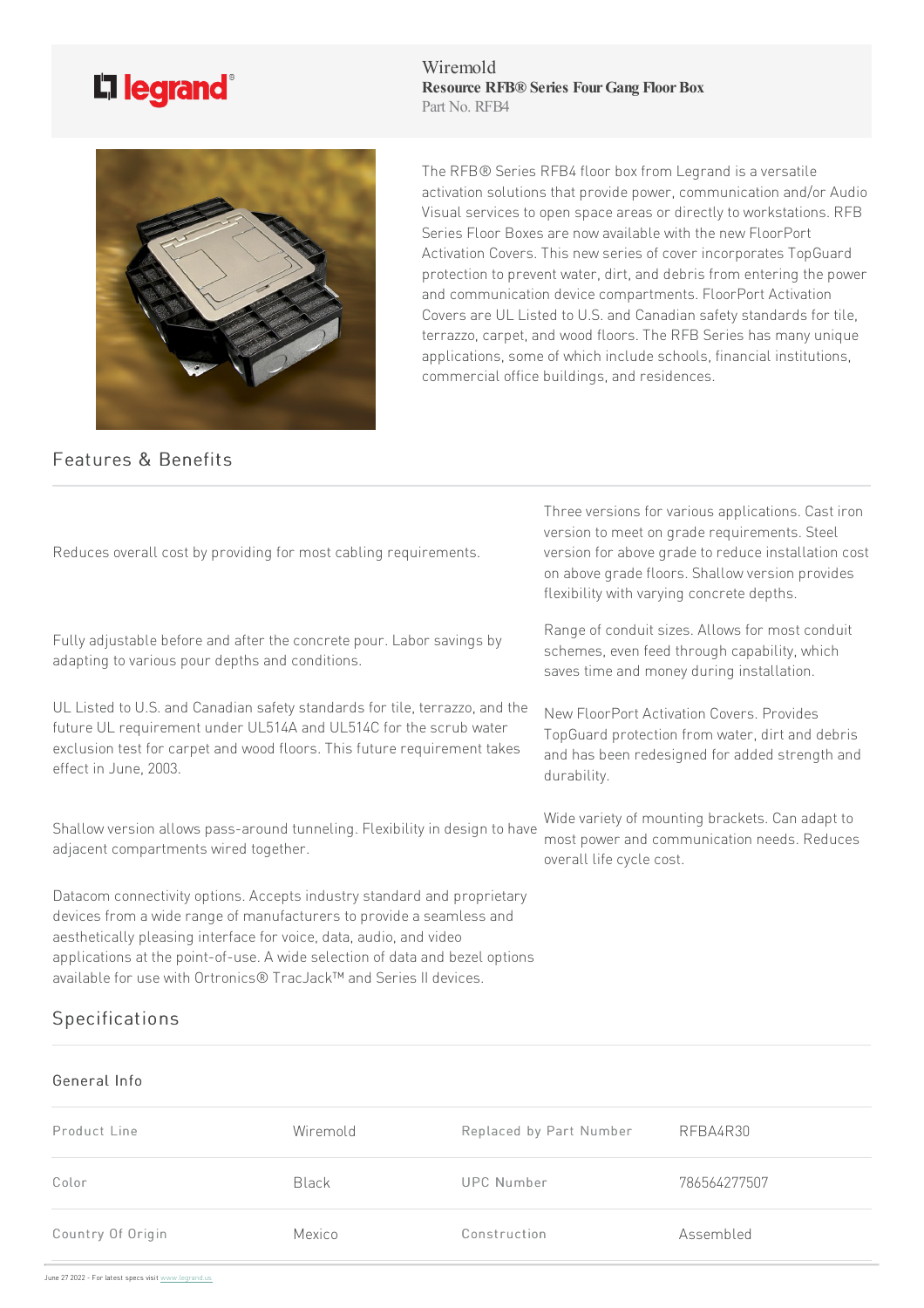Wiremold

**Resource RFB® Series Four Gang Floor Box**

Part No. RFB4

The RFB® Series RFB4 floor box from Legrand is a versatile activation solutions that provide power, communication and/or Audio Visual services to open space areas or directly to workstations. RFB Series Floor Boxes are now available with the new FloorPort Activation Covers. This new series of cover incorporates TopGuard protection to prevent water, dirt, and debris from entering the power and communication device compartments. FloorPort Activation Covers are UL Listed to U.S. and Canadian safety standards for tile, terrazzo, carpet, and wood floors. The RFB Series has many unique applications, some of which include schools, financial institutions, commercial office buildings, and residences.

## Features & Benefits

Reduces overall cost by providing for most cabling requirements.

Fully adjustable before and after the concrete pour. Labor savings by adapting to various pour depths and conditions.

UL Listed to U.S. and Canadian safety standards for tile, terrazzo, and the future UL requirement under UL514A and UL514C for the scrub water exclusion test for carpet and wood floors. This future requirement takes effect in June, 2003.

Shallow version allows pass-around tunneling. Flexibility in design to have adjacent compartments wired together.

Datacom connectivity options. Accepts industry standard and proprietary devices from a wide range of manufacturers to provide a seamless and aesthetically pleasing interface for voice, data, audio, and video applications at the point-of-use. A wide selection of data and bezel options available for use with Ortronics® TracJack™ and Series II devices.

Three versions for various applications. Cast iron version to meet on grade requirements. Steel version for above grade to reduce installation cost on above grade floors. Shallow version provides flexibility with varying concrete depths.

Range of conduit sizes. Allows for most conduit schemes, even feed through capability, which saves time and money during installation.

New FloorPort Activation Covers. Provides TopGuard protection from water, dirt and debris and has been redesigned for added strength and durability.

Wide variety of mounting brackets. Can adapt to most power and communication needs. Reduces overall life cycle cost.

## Specifications

### General Info

| | | | |
|---|---|---|---|
| Product Line | Wiremold | Replaced by Part Number | RFBA4R30 |
| Color | Black | UPC Number | 786564277507 |
| Country Of Origin | Mexico | Construction | Assembled |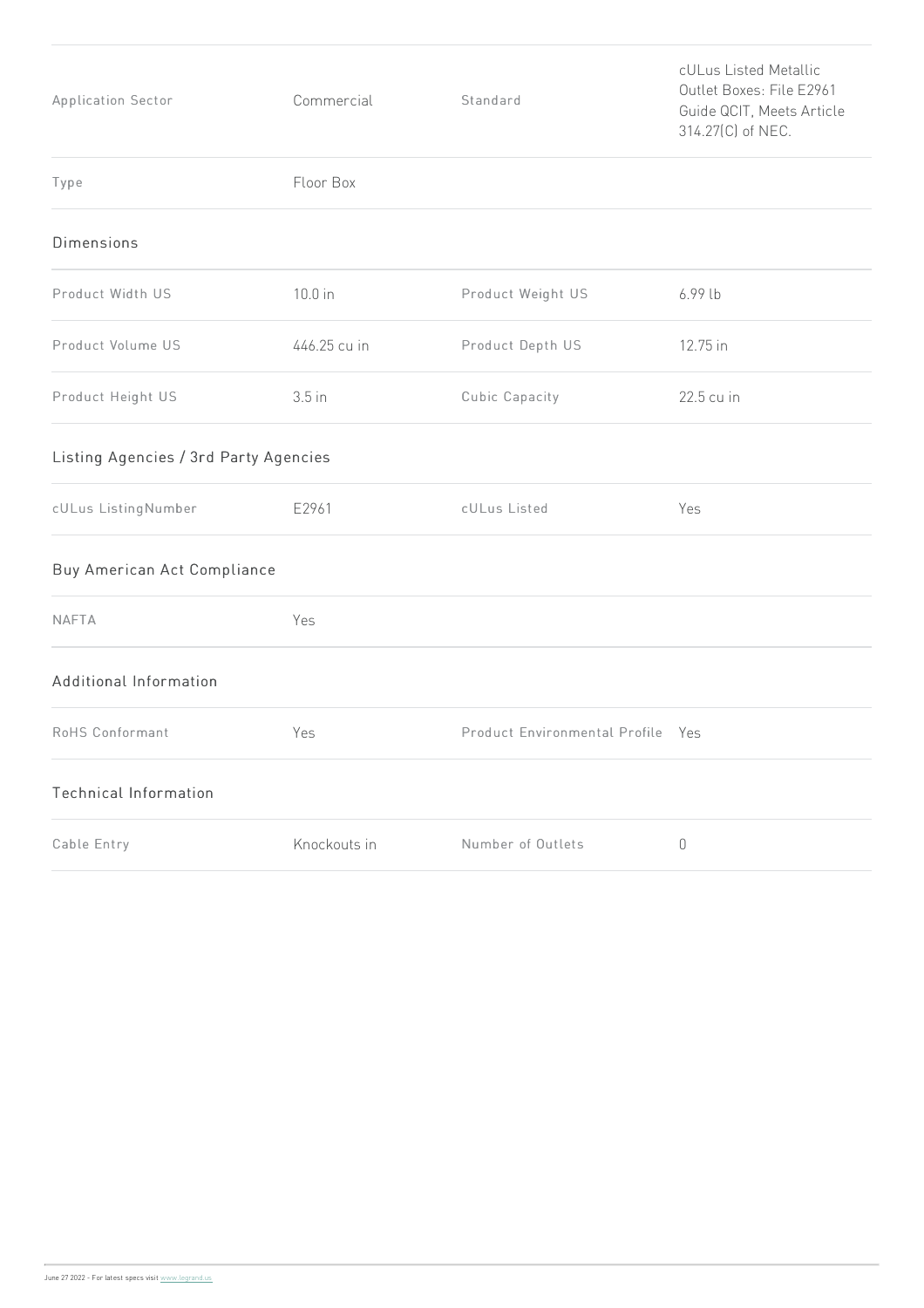| | | | |
|---|---|---|---|
| Application Sector | Commercial | Standard | cULus Listed Metallic Outlet Boxes: File E2961 Guide QCIT, Meets Article 314.27(C) of NEC. |
| Type | Floor Box | | |

## Dimensions

| | | | |
|---|---|---|---|
| Product Width US | 10.0 in | Product Weight US | 6.99 lb |
| Product Volume US | 446.25 cu in | Product Depth US | 12.75 in |
| Product Height US | 3.5 in | Cubic Capacity | 22.5 cu in |

## Listing Agencies / 3rd Party Agencies

| | | | |
|---|---|---|---|
| cULus ListingNumber | E2961 | cULus Listed | Yes |

## Buy American Act Compliance

| | |
|---|---|
| NAFTA | Yes |

## Additional Information

| | | | |
|---|---|---|---|
| RoHS Conformant | Yes | Product Environmental Profile | Yes |

## Technical Information

| | | | |
|---|---|---|---|
| Cable Entry | Knockouts in | Number of Outlets | 0 |

June 27 2022 - For latest specs visit www.legrand.us